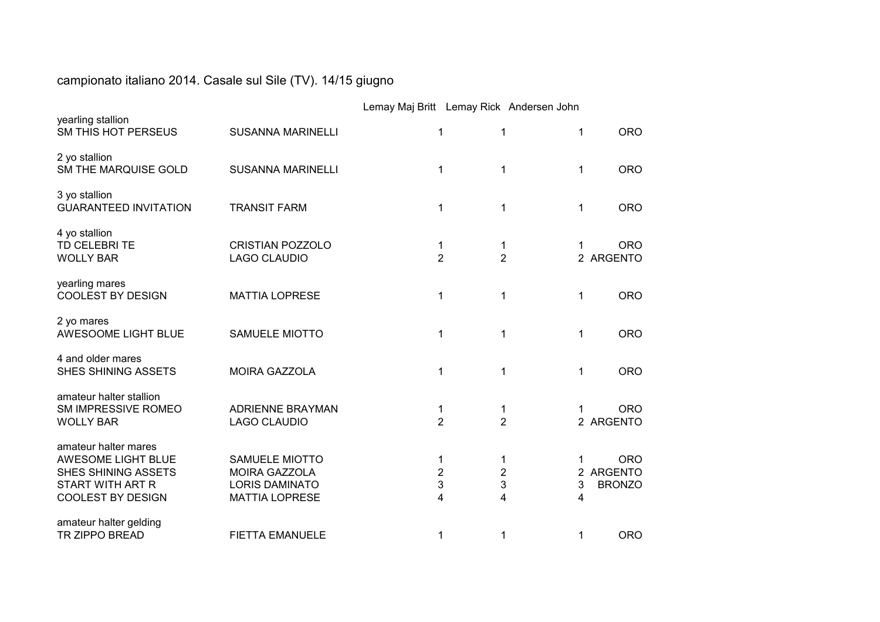campionato italiano 2014. Casale sul Sile (TV). 14/15 giugno

| | | Lemay Maj Britt | Lemay Rick | Andersen John | |
|---|---|---|---|---|---|
| yearling stallion | | | | | |
| SM THIS HOT PERSEUS | SUSANNA MARINELLI | 1 | 1 | 1 | ORO |
| 2 yo stallion | | | | | |
| SM THE MARQUISE GOLD | SUSANNA MARINELLI | 1 | 1 | 1 | ORO |
| 3 yo stallion | | | | | |
| GUARANTEED INVITATION | TRANSIT FARM | 1 | 1 | 1 | ORO |
| 4 yo stallion | | | | | |
| TD CELEBRI TE | CRISTIAN POZZOLO | 1 | 1 | 1 | ORO |
| WOLLY BAR | LAGO CLAUDIO | 2 | 2 | 2 | ARGENTO |
| yearling mares | | | | | |
| COOLEST BY DESIGN | MATTIA LOPRESE | 1 | 1 | 1 | ORO |
| 2 yo mares | | | | | |
| AWESOOME LIGHT BLUE | SAMUELE MIOTTO | 1 | 1 | 1 | ORO |
| 4 and older mares | | | | | |
| SHES SHINING ASSETS | MOIRA GAZZOLA | 1 | 1 | 1 | ORO |
| amateur halter stallion | | | | | |
| SM IMPRESSIVE ROMEO | ADRIENNE BRAYMAN | 1 | 1 | 1 | ORO |
| WOLLY BAR | LAGO CLAUDIO | 2 | 2 | 2 | ARGENTO |
| amateur halter mares | | | | | |
| AWESOME LIGHT BLUE | SAMUELE MIOTTO | 1 | 1 | 1 | ORO |
| SHES SHINING ASSETS | MOIRA GAZZOLA | 2 | 2 | 2 | ARGENTO |
| START WITH ART R | LORIS DAMINATO | 3 | 3 | 3 | BRONZO |
| COOLEST BY DESIGN | MATTIA LOPRESE | 4 | 4 | 4 | |
| amateur halter gelding | | | | | |
| TR ZIPPO BREAD | FIETTA EMANUELE | 1 | 1 | 1 | ORO |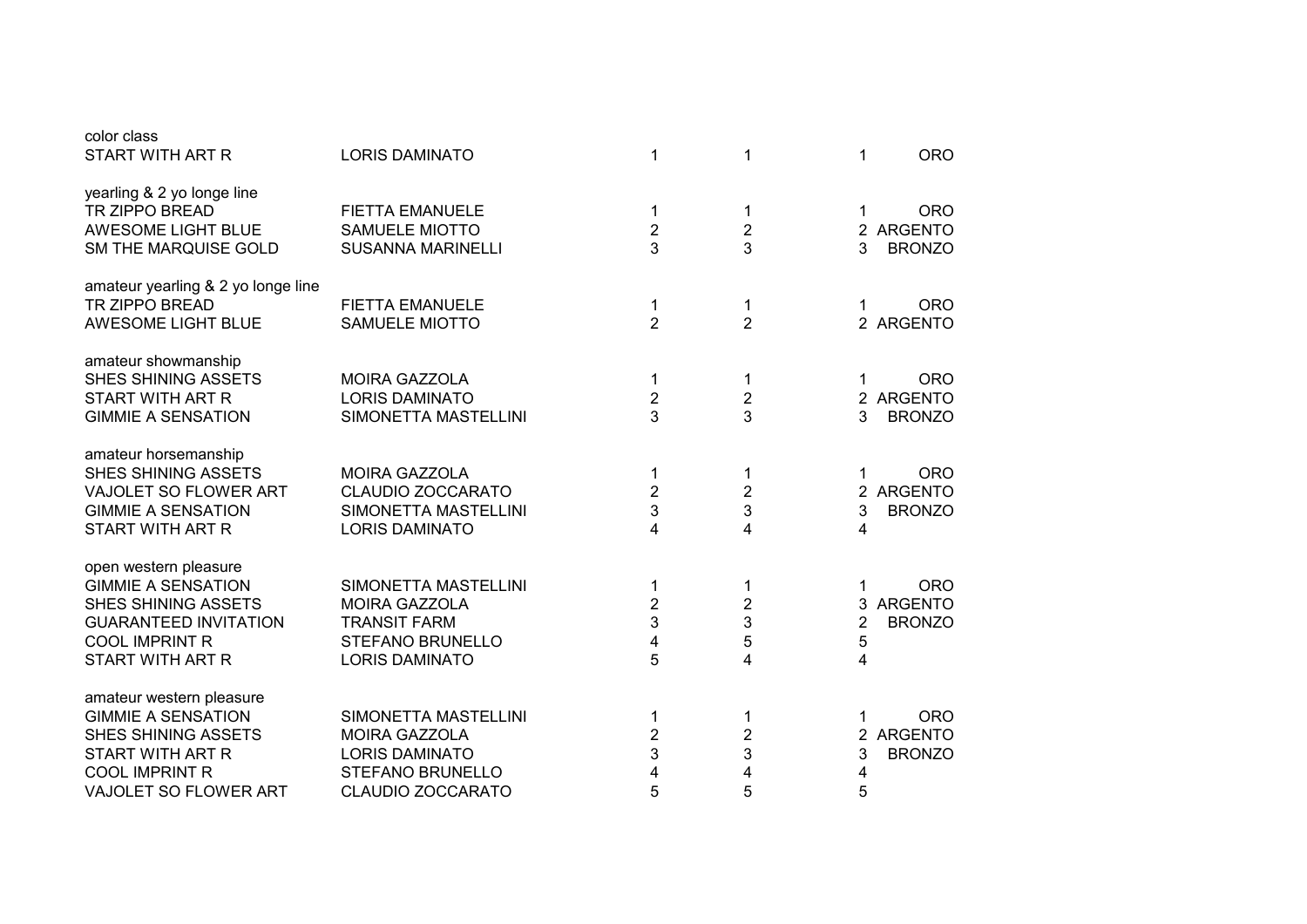color class

| | | | | | |
|---|---|---|---|---|---|
| START WITH ART R | LORIS DAMINATO | 1 | 1 | 1 | ORO |

yearling & 2 yo longe line

| | | | | | |
|---|---|---|---|---|---|
| TR ZIPPO BREAD | FIETTA EMANUELE | 1 | 1 | 1 | ORO |
| AWESOME LIGHT BLUE | SAMUELE MIOTTO | 2 | 2 | 2 | ARGENTO |
| SM THE MARQUISE GOLD | SUSANNA MARINELLI | 3 | 3 | 3 | BRONZO |

amateur yearling & 2 yo longe line

| | | | | | |
|---|---|---|---|---|---|
| TR ZIPPO BREAD | FIETTA EMANUELE | 1 | 1 | 1 | ORO |
| AWESOME LIGHT BLUE | SAMUELE MIOTTO | 2 | 2 | 2 | ARGENTO |

amateur showmanship

| | | | | | |
|---|---|---|---|---|---|
| SHES SHINING ASSETS | MOIRA GAZZOLA | 1 | 1 | 1 | ORO |
| START WITH ART R | LORIS DAMINATO | 2 | 2 | 2 | ARGENTO |
| GIMMIE A SENSATION | SIMONETTA MASTELLINI | 3 | 3 | 3 | BRONZO |

amateur horsemanship

| | | | | | |
|---|---|---|---|---|---|
| SHES SHINING ASSETS | MOIRA GAZZOLA | 1 | 1 | 1 | ORO |
| VAJOLET SO FLOWER ART | CLAUDIO ZOCCARATO | 2 | 2 | 2 | ARGENTO |
| GIMMIE A SENSATION | SIMONETTA MASTELLINI | 3 | 3 | 3 | BRONZO |
| START WITH ART R | LORIS DAMINATO | 4 | 4 | 4 | |

open western pleasure

| | | | | | |
|---|---|---|---|---|---|
| GIMMIE A SENSATION | SIMONETTA MASTELLINI | 1 | 1 | 1 | ORO |
| SHES SHINING ASSETS | MOIRA GAZZOLA | 2 | 2 | 3 | ARGENTO |
| GUARANTEED INVITATION | TRANSIT FARM | 3 | 3 | 2 | BRONZO |
| COOL IMPRINT R | STEFANO BRUNELLO | 4 | 5 | 5 | |
| START WITH ART R | LORIS DAMINATO | 5 | 4 | 4 | |

amateur western pleasure

| | | | | | |
|---|---|---|---|---|---|
| GIMMIE A SENSATION | SIMONETTA MASTELLINI | 1 | 1 | 1 | ORO |
| SHES SHINING ASSETS | MOIRA GAZZOLA | 2 | 2 | 2 | ARGENTO |
| START WITH ART R | LORIS DAMINATO | 3 | 3 | 3 | BRONZO |
| COOL IMPRINT R | STEFANO BRUNELLO | 4 | 4 | 4 | |
| VAJOLET SO FLOWER ART | CLAUDIO ZOCCARATO | 5 | 5 | 5 | |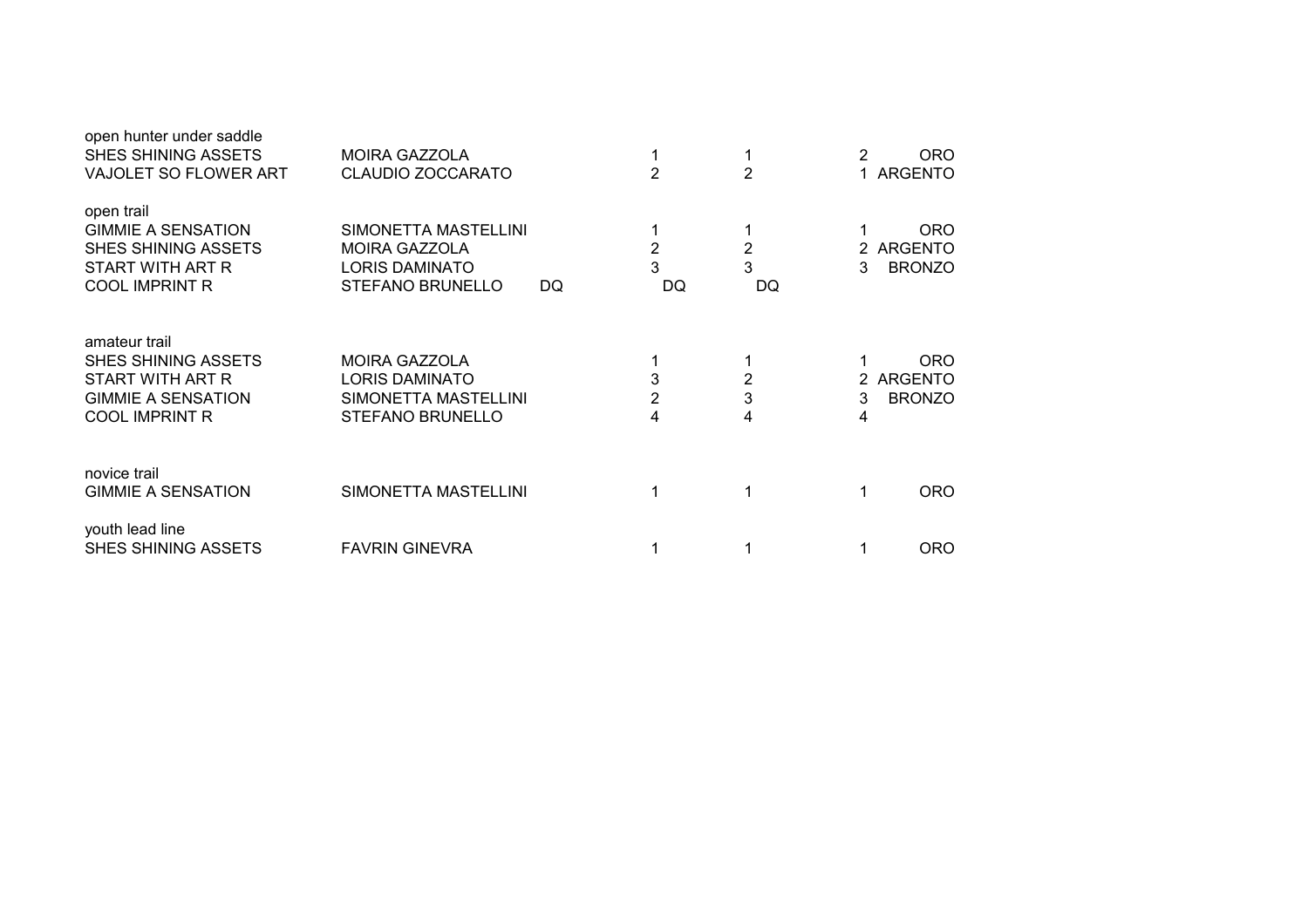open hunter under saddle

| | | | | | | |
|---|---|---|---|---|---|---|
| SHES SHINING ASSETS | MOIRA GAZZOLA | | 1 | 1 | 2 | ORO |
| VAJOLET SO FLOWER ART | CLAUDIO ZOCCARATO | | 2 | 2 | 1 | ARGENTO |

open trail

| | | | | | | |
|---|---|---|---|---|---|---|
| GIMMIE A SENSATION | SIMONETTA MASTELLINI | | 1 | 1 | 1 | ORO |
| SHES SHINING ASSETS | MOIRA GAZZOLA | | 2 | 2 | 2 | ARGENTO |
| START WITH ART R | LORIS DAMINATO | | 3 | 3 | 3 | BRONZO |
| COOL IMPRINT R | STEFANO BRUNELLO | DQ | DQ | DQ | | |

amateur trail

| | | | | | | |
|---|---|---|---|---|---|---|
| SHES SHINING ASSETS | MOIRA GAZZOLA | | 1 | 1 | 1 | ORO |
| START WITH ART R | LORIS DAMINATO | | 3 | 2 | 2 | ARGENTO |
| GIMMIE A SENSATION | SIMONETTA MASTELLINI | | 2 | 3 | 3 | BRONZO |
| COOL IMPRINT R | STEFANO BRUNELLO | | 4 | 4 | 4 | |

novice trail

| | | | | | | |
|---|---|---|---|---|---|---|
| GIMMIE A SENSATION | SIMONETTA MASTELLINI | | 1 | 1 | 1 | ORO |

youth lead line

| | | | | | | |
|---|---|---|---|---|---|---|
| SHES SHINING ASSETS | FAVRIN GINEVRA | | 1 | 1 | 1 | ORO |